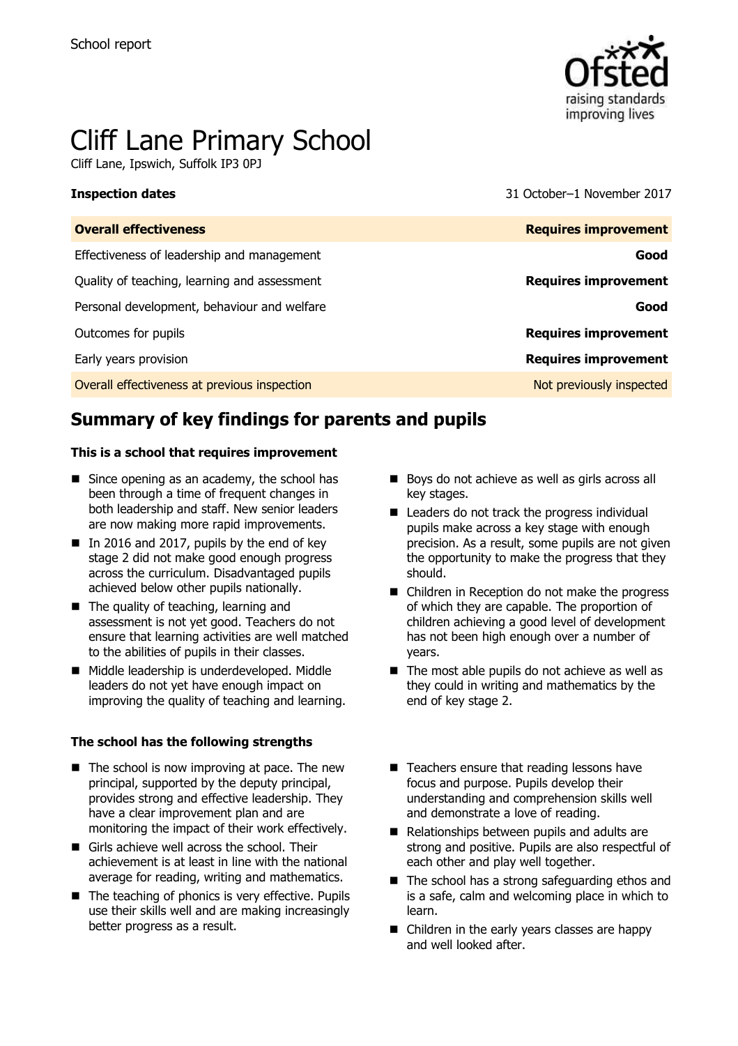School report

# Cliff Lane Primary School

Cliff Lane, Ipswich, Suffolk IP3 0PJ

**Inspection dates** 31 October–1 November 2017

| **Overall effectiveness** | **Requires improvement** |
| --- | --- |
| Effectiveness of leadership and management | **Good** |
| Quality of teaching, learning and assessment | **Requires improvement** |
| Personal development, behaviour and welfare | **Good** |
| Outcomes for pupils | **Requires improvement** |
| Early years provision | **Requires improvement** |
| Overall effectiveness at previous inspection | Not previously inspected |

## Summary of key findings for parents and pupils

**This is a school that requires improvement**

- Since opening as an academy, the school has been through a time of frequent changes in both leadership and staff. New senior leaders are now making more rapid improvements.
- In 2016 and 2017, pupils by the end of key stage 2 did not make good enough progress across the curriculum. Disadvantaged pupils achieved below other pupils nationally.
- The quality of teaching, learning and assessment is not yet good. Teachers do not ensure that learning activities are well matched to the abilities of pupils in their classes.
- Middle leadership is underdeveloped. Middle leaders do not yet have enough impact on improving the quality of teaching and learning.
- Boys do not achieve as well as girls across all key stages.
- Leaders do not track the progress individual pupils make across a key stage with enough precision. As a result, some pupils are not given the opportunity to make the progress that they should.
- Children in Reception do not make the progress of which they are capable. The proportion of children achieving a good level of development has not been high enough over a number of years.
- The most able pupils do not achieve as well as they could in writing and mathematics by the end of key stage 2.

**The school has the following strengths**

- The school is now improving at pace. The new principal, supported by the deputy principal, provides strong and effective leadership. They have a clear improvement plan and are monitoring the impact of their work effectively.
- Girls achieve well across the school. Their achievement is at least in line with the national average for reading, writing and mathematics.
- The teaching of phonics is very effective. Pupils use their skills well and are making increasingly better progress as a result.
- Teachers ensure that reading lessons have focus and purpose. Pupils develop their understanding and comprehension skills well and demonstrate a love of reading.
- Relationships between pupils and adults are strong and positive. Pupils are also respectful of each other and play well together.
- The school has a strong safeguarding ethos and is a safe, calm and welcoming place in which to learn.
- Children in the early years classes are happy and well looked after.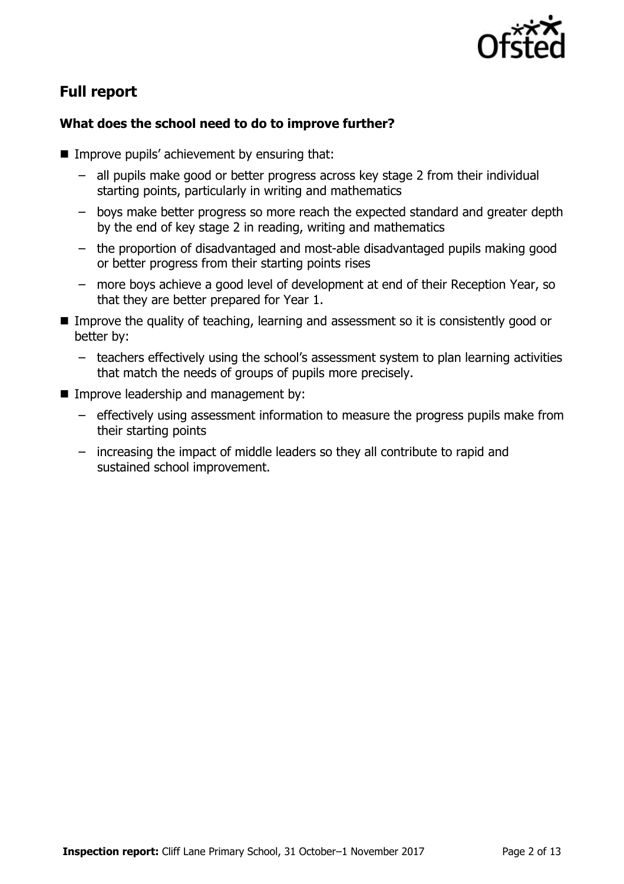## Full report

### What does the school need to do to improve further?

- Improve pupils' achievement by ensuring that:
  - all pupils make good or better progress across key stage 2 from their individual starting points, particularly in writing and mathematics
  - boys make better progress so more reach the expected standard and greater depth by the end of key stage 2 in reading, writing and mathematics
  - the proportion of disadvantaged and most-able disadvantaged pupils making good or better progress from their starting points rises
  - more boys achieve a good level of development at end of their Reception Year, so that they are better prepared for Year 1.
- Improve the quality of teaching, learning and assessment so it is consistently good or better by:
  - teachers effectively using the school's assessment system to plan learning activities that match the needs of groups of pupils more precisely.
- Improve leadership and management by:
  - effectively using assessment information to measure the progress pupils make from their starting points
  - increasing the impact of middle leaders so they all contribute to rapid and sustained school improvement.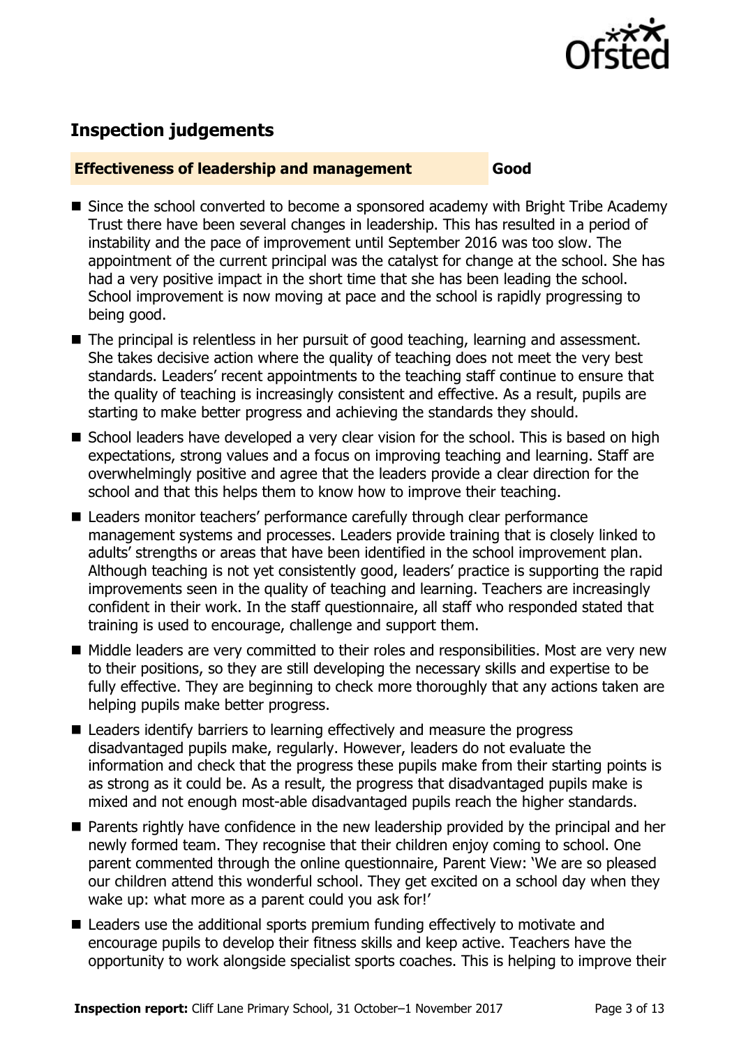## Inspection judgements

**Effectiveness of leadership and management** **Good**

- Since the school converted to become a sponsored academy with Bright Tribe Academy Trust there have been several changes in leadership. This has resulted in a period of instability and the pace of improvement until September 2016 was too slow. The appointment of the current principal was the catalyst for change at the school. She has had a very positive impact in the short time that she has been leading the school. School improvement is now moving at pace and the school is rapidly progressing to being good.
- The principal is relentless in her pursuit of good teaching, learning and assessment. She takes decisive action where the quality of teaching does not meet the very best standards. Leaders' recent appointments to the teaching staff continue to ensure that the quality of teaching is increasingly consistent and effective. As a result, pupils are starting to make better progress and achieving the standards they should.
- School leaders have developed a very clear vision for the school. This is based on high expectations, strong values and a focus on improving teaching and learning. Staff are overwhelmingly positive and agree that the leaders provide a clear direction for the school and that this helps them to know how to improve their teaching.
- Leaders monitor teachers' performance carefully through clear performance management systems and processes. Leaders provide training that is closely linked to adults' strengths or areas that have been identified in the school improvement plan. Although teaching is not yet consistently good, leaders' practice is supporting the rapid improvements seen in the quality of teaching and learning. Teachers are increasingly confident in their work. In the staff questionnaire, all staff who responded stated that training is used to encourage, challenge and support them.
- Middle leaders are very committed to their roles and responsibilities. Most are very new to their positions, so they are still developing the necessary skills and expertise to be fully effective. They are beginning to check more thoroughly that any actions taken are helping pupils make better progress.
- Leaders identify barriers to learning effectively and measure the progress disadvantaged pupils make, regularly. However, leaders do not evaluate the information and check that the progress these pupils make from their starting points is as strong as it could be. As a result, the progress that disadvantaged pupils make is mixed and not enough most-able disadvantaged pupils reach the higher standards.
- Parents rightly have confidence in the new leadership provided by the principal and her newly formed team. They recognise that their children enjoy coming to school. One parent commented through the online questionnaire, Parent View: 'We are so pleased our children attend this wonderful school. They get excited on a school day when they wake up: what more as a parent could you ask for!'
- Leaders use the additional sports premium funding effectively to motivate and encourage pupils to develop their fitness skills and keep active. Teachers have the opportunity to work alongside specialist sports coaches. This is helping to improve their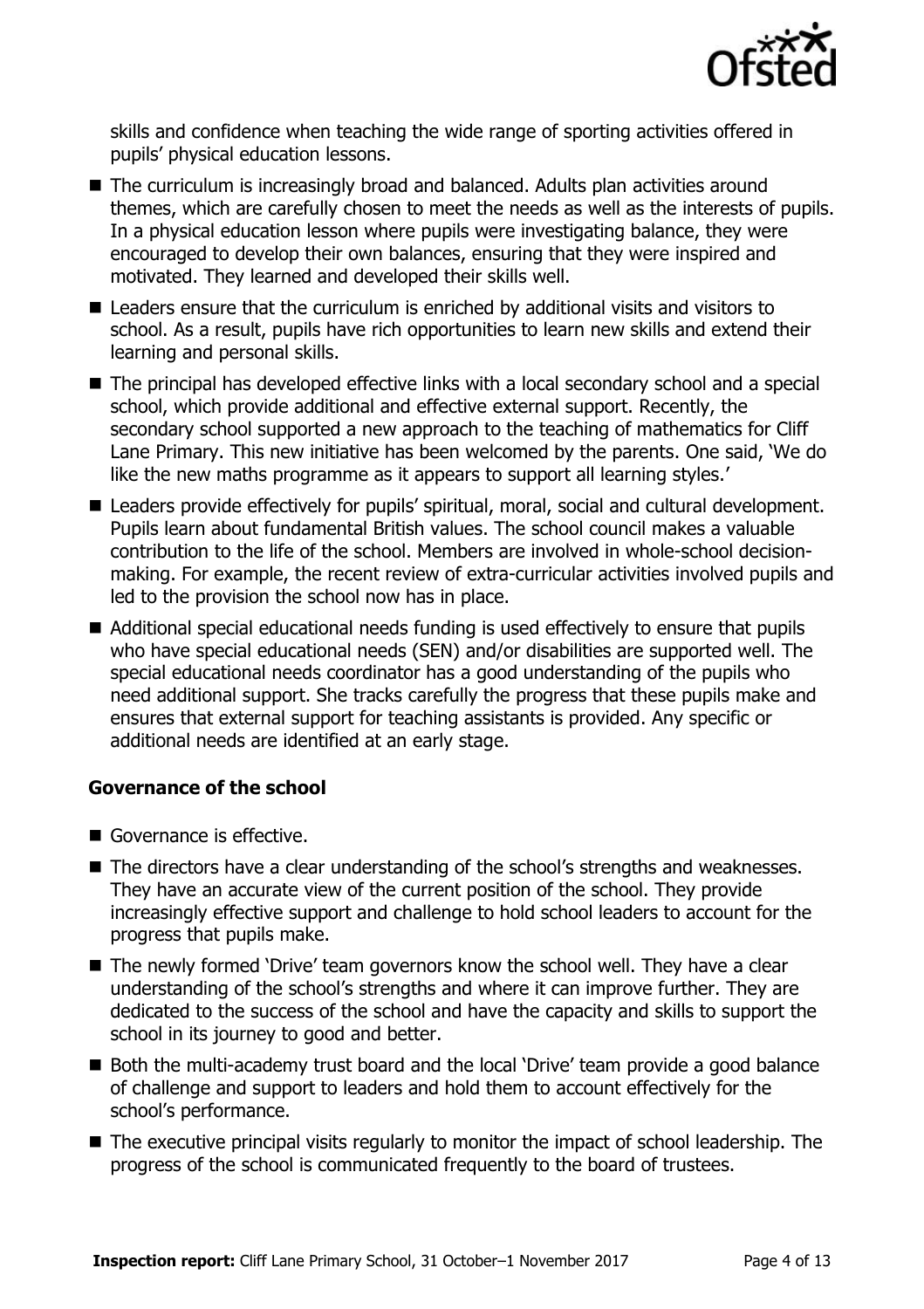skills and confidence when teaching the wide range of sporting activities offered in pupils' physical education lessons.

- The curriculum is increasingly broad and balanced. Adults plan activities around themes, which are carefully chosen to meet the needs as well as the interests of pupils. In a physical education lesson where pupils were investigating balance, they were encouraged to develop their own balances, ensuring that they were inspired and motivated. They learned and developed their skills well.
- Leaders ensure that the curriculum is enriched by additional visits and visitors to school. As a result, pupils have rich opportunities to learn new skills and extend their learning and personal skills.
- The principal has developed effective links with a local secondary school and a special school, which provide additional and effective external support. Recently, the secondary school supported a new approach to the teaching of mathematics for Cliff Lane Primary. This new initiative has been welcomed by the parents. One said, 'We do like the new maths programme as it appears to support all learning styles.'
- Leaders provide effectively for pupils' spiritual, moral, social and cultural development. Pupils learn about fundamental British values. The school council makes a valuable contribution to the life of the school. Members are involved in whole-school decision-making. For example, the recent review of extra-curricular activities involved pupils and led to the provision the school now has in place.
- Additional special educational needs funding is used effectively to ensure that pupils who have special educational needs (SEN) and/or disabilities are supported well. The special educational needs coordinator has a good understanding of the pupils who need additional support. She tracks carefully the progress that these pupils make and ensures that external support for teaching assistants is provided. Any specific or additional needs are identified at an early stage.

### Governance of the school

- Governance is effective.
- The directors have a clear understanding of the school's strengths and weaknesses. They have an accurate view of the current position of the school. They provide increasingly effective support and challenge to hold school leaders to account for the progress that pupils make.
- The newly formed 'Drive' team governors know the school well. They have a clear understanding of the school's strengths and where it can improve further. They are dedicated to the success of the school and have the capacity and skills to support the school in its journey to good and better.
- Both the multi-academy trust board and the local 'Drive' team provide a good balance of challenge and support to leaders and hold them to account effectively for the school's performance.
- The executive principal visits regularly to monitor the impact of school leadership. The progress of the school is communicated frequently to the board of trustees.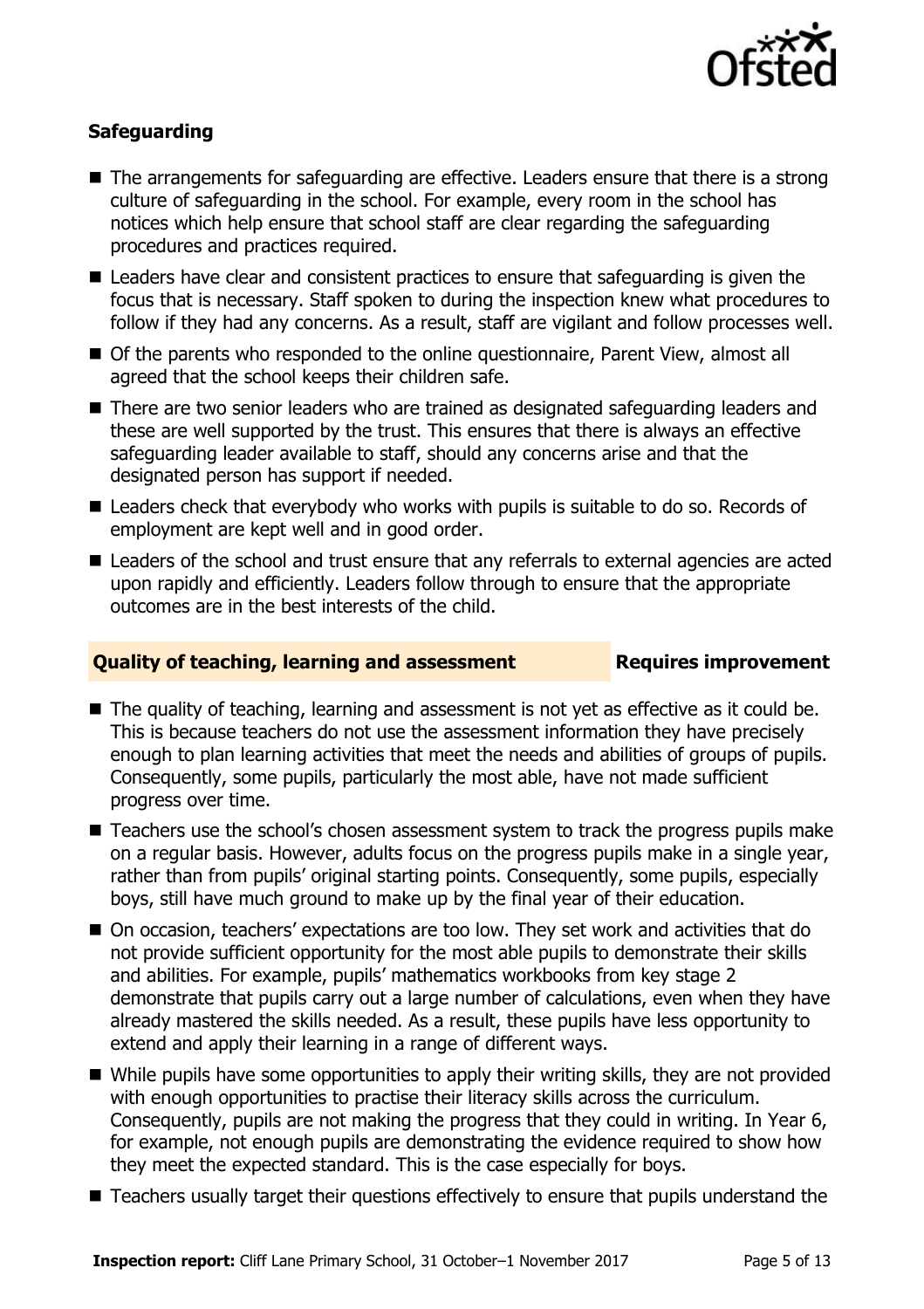### Safeguarding

- The arrangements for safeguarding are effective. Leaders ensure that there is a strong culture of safeguarding in the school. For example, every room in the school has notices which help ensure that school staff are clear regarding the safeguarding procedures and practices required.
- Leaders have clear and consistent practices to ensure that safeguarding is given the focus that is necessary. Staff spoken to during the inspection knew what procedures to follow if they had any concerns. As a result, staff are vigilant and follow processes well.
- Of the parents who responded to the online questionnaire, Parent View, almost all agreed that the school keeps their children safe.
- There are two senior leaders who are trained as designated safeguarding leaders and these are well supported by the trust. This ensures that there is always an effective safeguarding leader available to staff, should any concerns arise and that the designated person has support if needed.
- Leaders check that everybody who works with pupils is suitable to do so. Records of employment are kept well and in good order.
- Leaders of the school and trust ensure that any referrals to external agencies are acted upon rapidly and efficiently. Leaders follow through to ensure that the appropriate outcomes are in the best interests of the child.

### Quality of teaching, learning and assessment — Requires improvement

- The quality of teaching, learning and assessment is not yet as effective as it could be. This is because teachers do not use the assessment information they have precisely enough to plan learning activities that meet the needs and abilities of groups of pupils. Consequently, some pupils, particularly the most able, have not made sufficient progress over time.
- Teachers use the school's chosen assessment system to track the progress pupils make on a regular basis. However, adults focus on the progress pupils make in a single year, rather than from pupils' original starting points. Consequently, some pupils, especially boys, still have much ground to make up by the final year of their education.
- On occasion, teachers' expectations are too low. They set work and activities that do not provide sufficient opportunity for the most able pupils to demonstrate their skills and abilities. For example, pupils' mathematics workbooks from key stage 2 demonstrate that pupils carry out a large number of calculations, even when they have already mastered the skills needed. As a result, these pupils have less opportunity to extend and apply their learning in a range of different ways.
- While pupils have some opportunities to apply their writing skills, they are not provided with enough opportunities to practise their literacy skills across the curriculum. Consequently, pupils are not making the progress that they could in writing. In Year 6, for example, not enough pupils are demonstrating the evidence required to show how they meet the expected standard. This is the case especially for boys.
- Teachers usually target their questions effectively to ensure that pupils understand the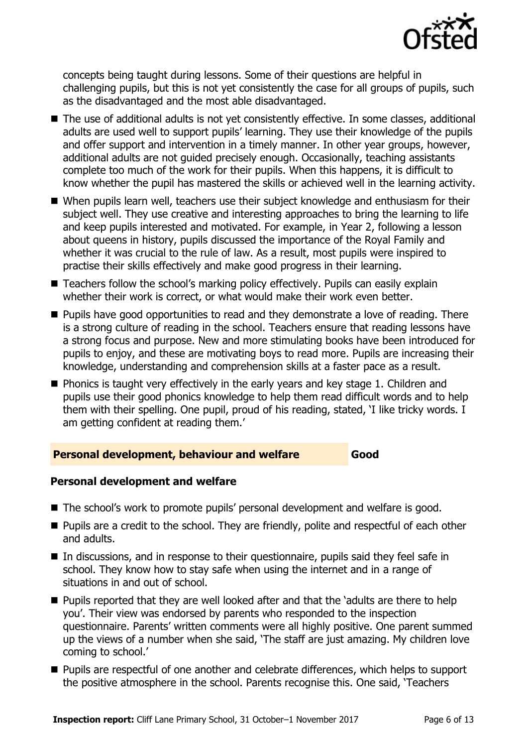concepts being taught during lessons. Some of their questions are helpful in challenging pupils, but this is not yet consistently the case for all groups of pupils, such as the disadvantaged and the most able disadvantaged.

- The use of additional adults is not yet consistently effective. In some classes, additional adults are used well to support pupils' learning. They use their knowledge of the pupils and offer support and intervention in a timely manner. In other year groups, however, additional adults are not guided precisely enough. Occasionally, teaching assistants complete too much of the work for their pupils. When this happens, it is difficult to know whether the pupil has mastered the skills or achieved well in the learning activity.
- When pupils learn well, teachers use their subject knowledge and enthusiasm for their subject well. They use creative and interesting approaches to bring the learning to life and keep pupils interested and motivated. For example, in Year 2, following a lesson about queens in history, pupils discussed the importance of the Royal Family and whether it was crucial to the rule of law. As a result, most pupils were inspired to practise their skills effectively and make good progress in their learning.
- Teachers follow the school's marking policy effectively. Pupils can easily explain whether their work is correct, or what would make their work even better.
- Pupils have good opportunities to read and they demonstrate a love of reading. There is a strong culture of reading in the school. Teachers ensure that reading lessons have a strong focus and purpose. New and more stimulating books have been introduced for pupils to enjoy, and these are motivating boys to read more. Pupils are increasing their knowledge, understanding and comprehension skills at a faster pace as a result.
- Phonics is taught very effectively in the early years and key stage 1. Children and pupils use their good phonics knowledge to help them read difficult words and to help them with their spelling. One pupil, proud of his reading, stated, 'I like tricky words. I am getting confident at reading them.'

## Personal development, behaviour and welfare — Good

### Personal development and welfare

- The school's work to promote pupils' personal development and welfare is good.
- Pupils are a credit to the school. They are friendly, polite and respectful of each other and adults.
- In discussions, and in response to their questionnaire, pupils said they feel safe in school. They know how to stay safe when using the internet and in a range of situations in and out of school.
- Pupils reported that they are well looked after and that the 'adults are there to help you'. Their view was endorsed by parents who responded to the inspection questionnaire. Parents' written comments were all highly positive. One parent summed up the views of a number when she said, 'The staff are just amazing. My children love coming to school.'
- Pupils are respectful of one another and celebrate differences, which helps to support the positive atmosphere in the school. Parents recognise this. One said, 'Teachers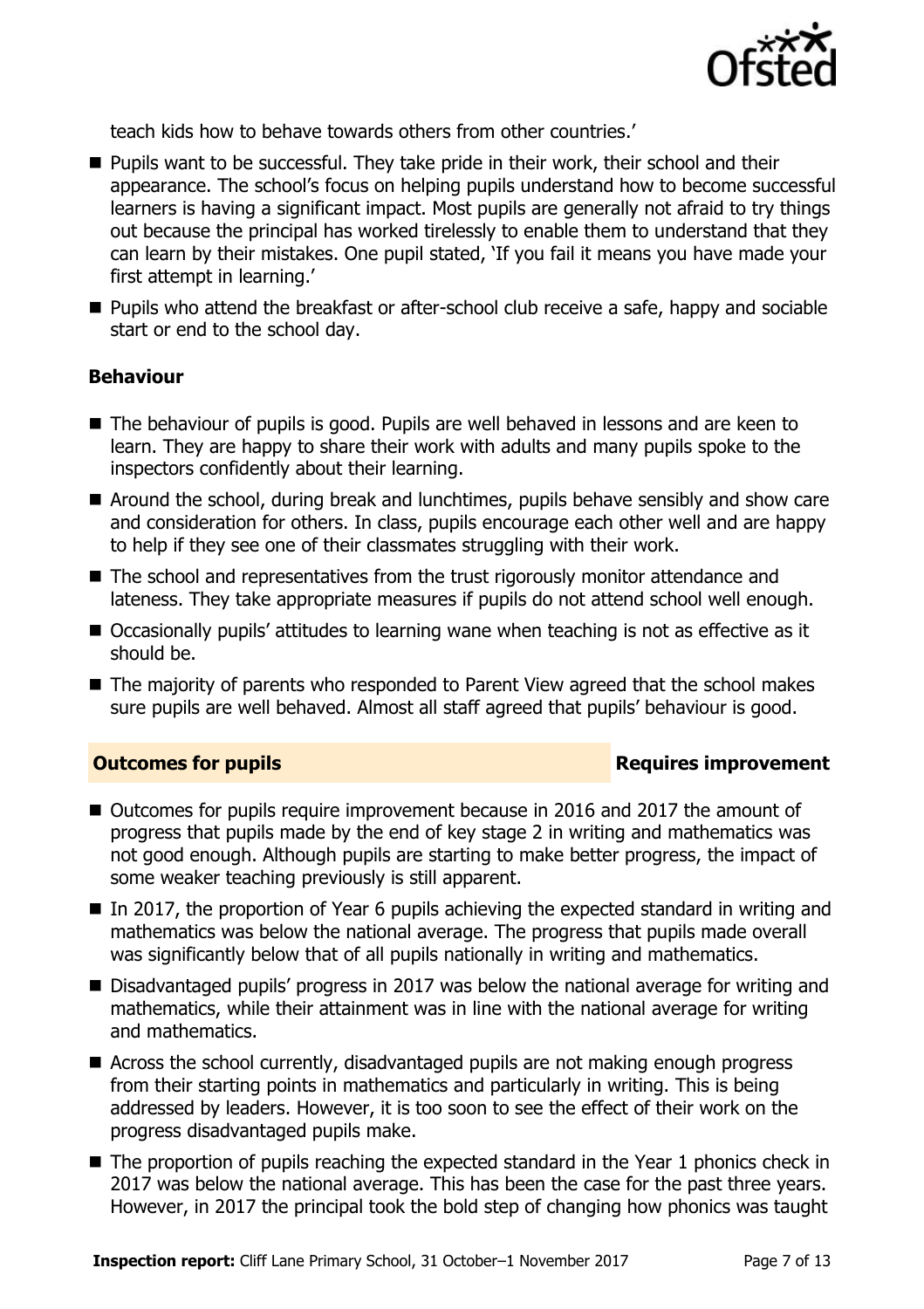teach kids how to behave towards others from other countries.'

- Pupils want to be successful. They take pride in their work, their school and their appearance. The school's focus on helping pupils understand how to become successful learners is having a significant impact. Most pupils are generally not afraid to try things out because the principal has worked tirelessly to enable them to understand that they can learn by their mistakes. One pupil stated, 'If you fail it means you have made your first attempt in learning.'
- Pupils who attend the breakfast or after-school club receive a safe, happy and sociable start or end to the school day.

### Behaviour

- The behaviour of pupils is good. Pupils are well behaved in lessons and are keen to learn. They are happy to share their work with adults and many pupils spoke to the inspectors confidently about their learning.
- Around the school, during break and lunchtimes, pupils behave sensibly and show care and consideration for others. In class, pupils encourage each other well and are happy to help if they see one of their classmates struggling with their work.
- The school and representatives from the trust rigorously monitor attendance and lateness. They take appropriate measures if pupils do not attend school well enough.
- Occasionally pupils' attitudes to learning wane when teaching is not as effective as it should be.
- The majority of parents who responded to Parent View agreed that the school makes sure pupils are well behaved. Almost all staff agreed that pupils' behaviour is good.

## Outcomes for pupils — Requires improvement

- Outcomes for pupils require improvement because in 2016 and 2017 the amount of progress that pupils made by the end of key stage 2 in writing and mathematics was not good enough. Although pupils are starting to make better progress, the impact of some weaker teaching previously is still apparent.
- In 2017, the proportion of Year 6 pupils achieving the expected standard in writing and mathematics was below the national average. The progress that pupils made overall was significantly below that of all pupils nationally in writing and mathematics.
- Disadvantaged pupils' progress in 2017 was below the national average for writing and mathematics, while their attainment was in line with the national average for writing and mathematics.
- Across the school currently, disadvantaged pupils are not making enough progress from their starting points in mathematics and particularly in writing. This is being addressed by leaders. However, it is too soon to see the effect of their work on the progress disadvantaged pupils make.
- The proportion of pupils reaching the expected standard in the Year 1 phonics check in 2017 was below the national average. This has been the case for the past three years. However, in 2017 the principal took the bold step of changing how phonics was taught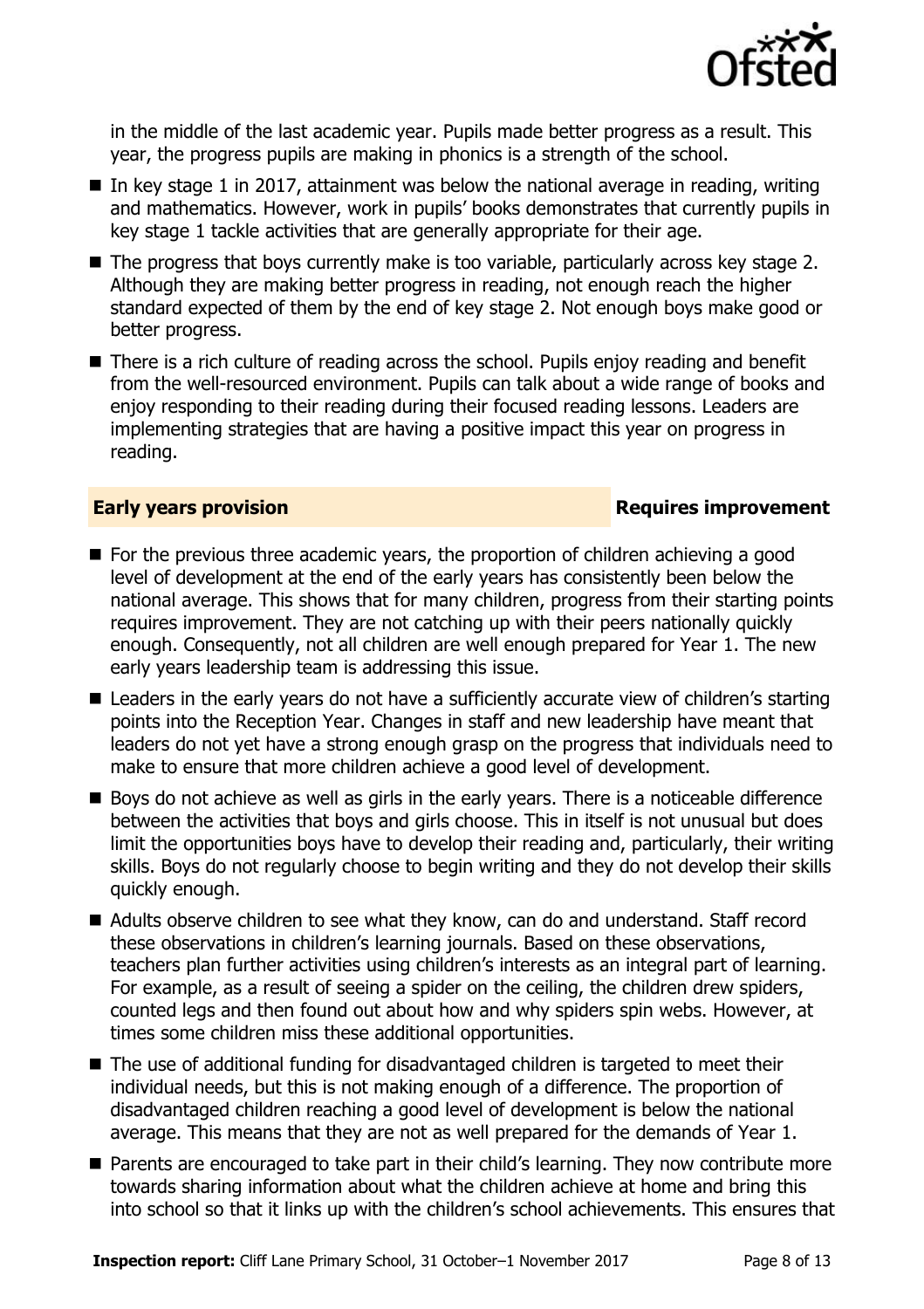in the middle of the last academic year. Pupils made better progress as a result. This year, the progress pupils are making in phonics is a strength of the school.

- In key stage 1 in 2017, attainment was below the national average in reading, writing and mathematics. However, work in pupils' books demonstrates that currently pupils in key stage 1 tackle activities that are generally appropriate for their age.
- The progress that boys currently make is too variable, particularly across key stage 2. Although they are making better progress in reading, not enough reach the higher standard expected of them by the end of key stage 2. Not enough boys make good or better progress.
- There is a rich culture of reading across the school. Pupils enjoy reading and benefit from the well-resourced environment. Pupils can talk about a wide range of books and enjoy responding to their reading during their focused reading lessons. Leaders are implementing strategies that are having a positive impact this year on progress in reading.

## Early years provision — Requires improvement

- For the previous three academic years, the proportion of children achieving a good level of development at the end of the early years has consistently been below the national average. This shows that for many children, progress from their starting points requires improvement. They are not catching up with their peers nationally quickly enough. Consequently, not all children are well enough prepared for Year 1. The new early years leadership team is addressing this issue.
- Leaders in the early years do not have a sufficiently accurate view of children's starting points into the Reception Year. Changes in staff and new leadership have meant that leaders do not yet have a strong enough grasp on the progress that individuals need to make to ensure that more children achieve a good level of development.
- Boys do not achieve as well as girls in the early years. There is a noticeable difference between the activities that boys and girls choose. This in itself is not unusual but does limit the opportunities boys have to develop their reading and, particularly, their writing skills. Boys do not regularly choose to begin writing and they do not develop their skills quickly enough.
- Adults observe children to see what they know, can do and understand. Staff record these observations in children's learning journals. Based on these observations, teachers plan further activities using children's interests as an integral part of learning. For example, as a result of seeing a spider on the ceiling, the children drew spiders, counted legs and then found out about how and why spiders spin webs. However, at times some children miss these additional opportunities.
- The use of additional funding for disadvantaged children is targeted to meet their individual needs, but this is not making enough of a difference. The proportion of disadvantaged children reaching a good level of development is below the national average. This means that they are not as well prepared for the demands of Year 1.
- Parents are encouraged to take part in their child's learning. They now contribute more towards sharing information about what the children achieve at home and bring this into school so that it links up with the children's school achievements. This ensures that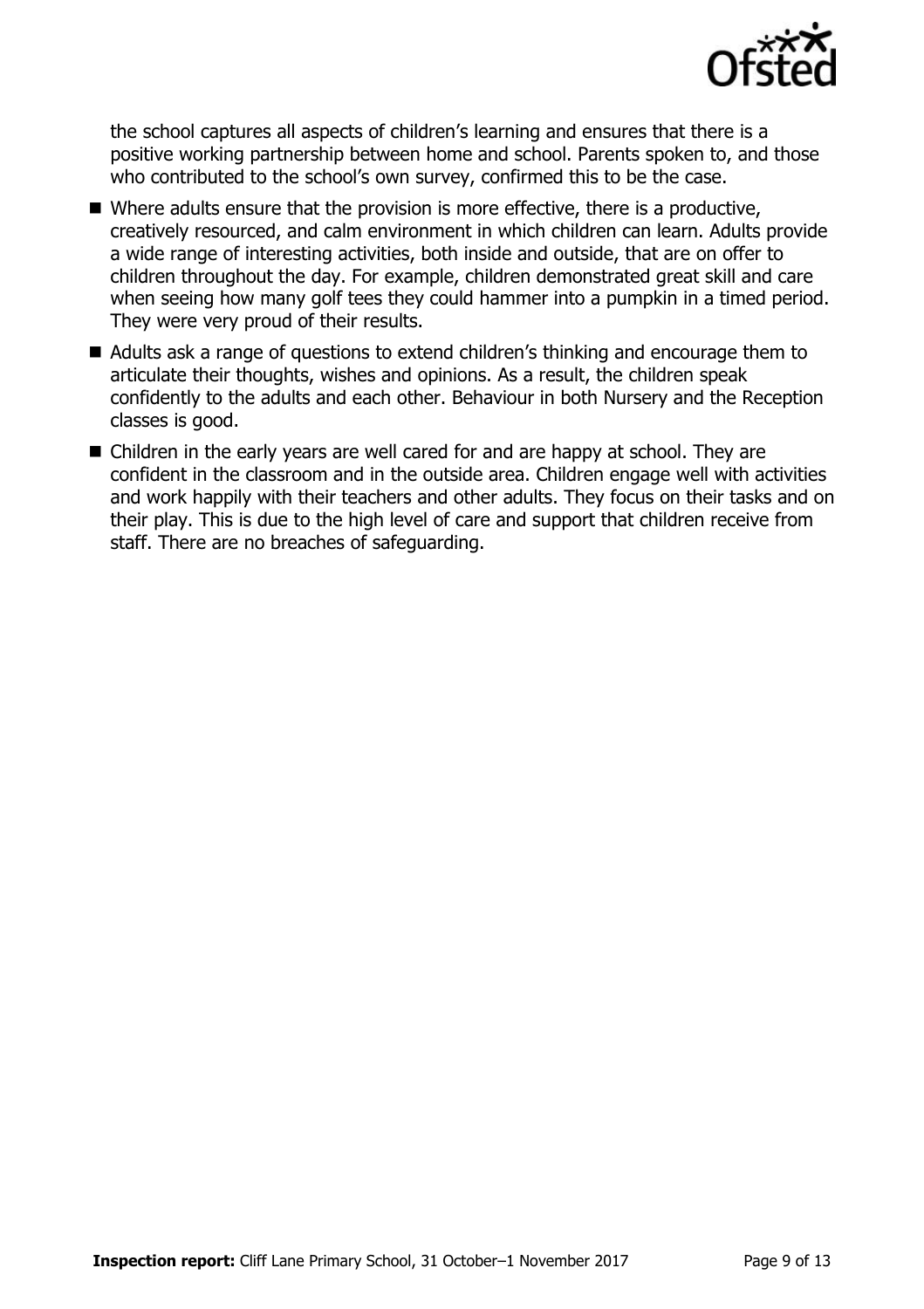the school captures all aspects of children's learning and ensures that there is a positive working partnership between home and school. Parents spoken to, and those who contributed to the school's own survey, confirmed this to be the case.

- Where adults ensure that the provision is more effective, there is a productive, creatively resourced, and calm environment in which children can learn. Adults provide a wide range of interesting activities, both inside and outside, that are on offer to children throughout the day. For example, children demonstrated great skill and care when seeing how many golf tees they could hammer into a pumpkin in a timed period. They were very proud of their results.
- Adults ask a range of questions to extend children's thinking and encourage them to articulate their thoughts, wishes and opinions. As a result, the children speak confidently to the adults and each other. Behaviour in both Nursery and the Reception classes is good.
- Children in the early years are well cared for and are happy at school. They are confident in the classroom and in the outside area. Children engage well with activities and work happily with their teachers and other adults. They focus on their tasks and on their play. This is due to the high level of care and support that children receive from staff. There are no breaches of safeguarding.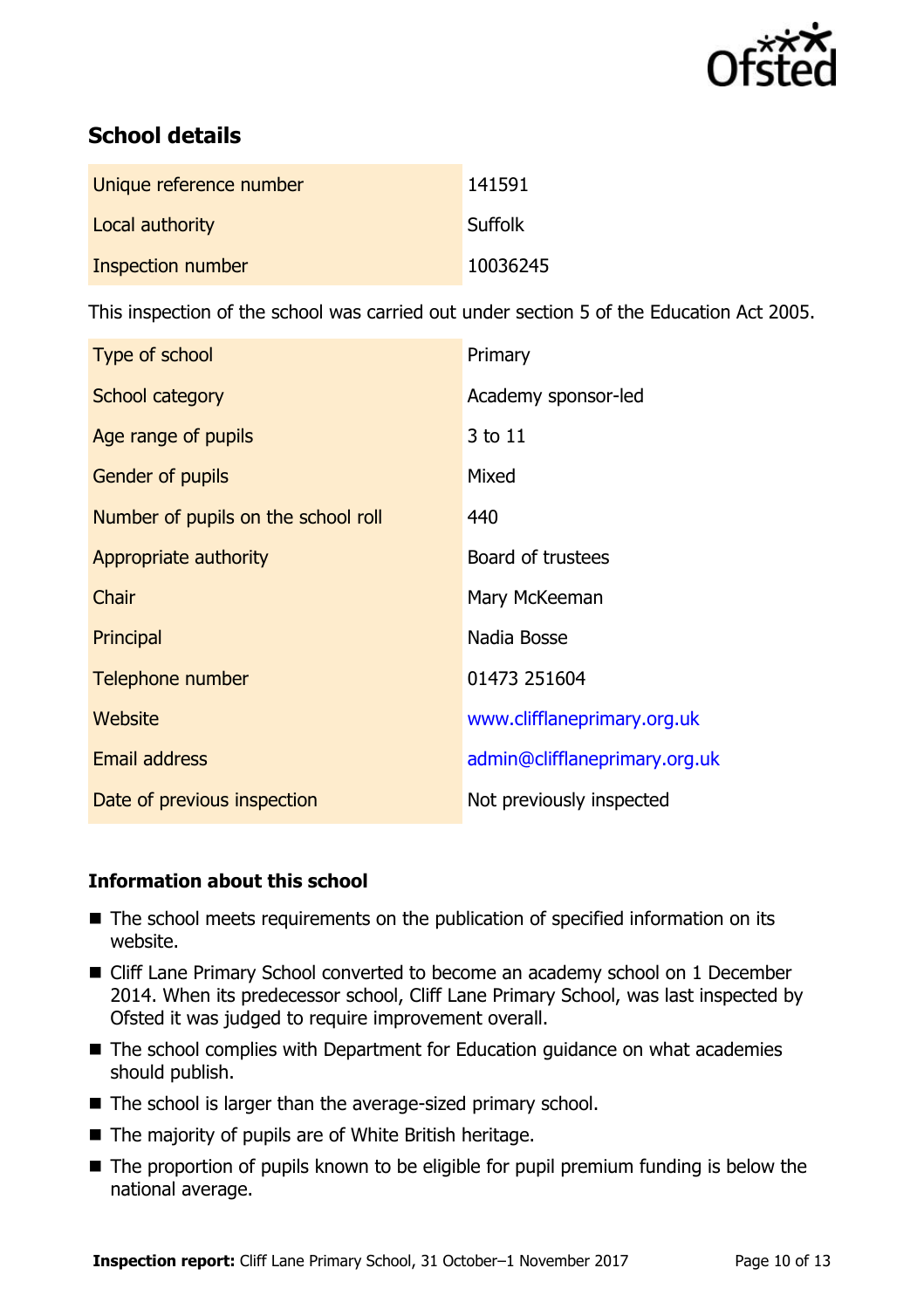## School details

| | |
|---|---|
| Unique reference number | 141591 |
| Local authority | Suffolk |
| Inspection number | 10036245 |

This inspection of the school was carried out under section 5 of the Education Act 2005.

| | |
|---|---|
| Type of school | Primary |
| School category | Academy sponsor-led |
| Age range of pupils | 3 to 11 |
| Gender of pupils | Mixed |
| Number of pupils on the school roll | 440 |
| Appropriate authority | Board of trustees |
| Chair | Mary McKeeman |
| Principal | Nadia Bosse |
| Telephone number | 01473 251604 |
| Website | www.clifflaneprimary.org.uk |
| Email address | admin@clifflaneprimary.org.uk |
| Date of previous inspection | Not previously inspected |

### Information about this school

- The school meets requirements on the publication of specified information on its website.
- Cliff Lane Primary School converted to become an academy school on 1 December 2014. When its predecessor school, Cliff Lane Primary School, was last inspected by Ofsted it was judged to require improvement overall.
- The school complies with Department for Education guidance on what academies should publish.
- The school is larger than the average-sized primary school.
- The majority of pupils are of White British heritage.
- The proportion of pupils known to be eligible for pupil premium funding is below the national average.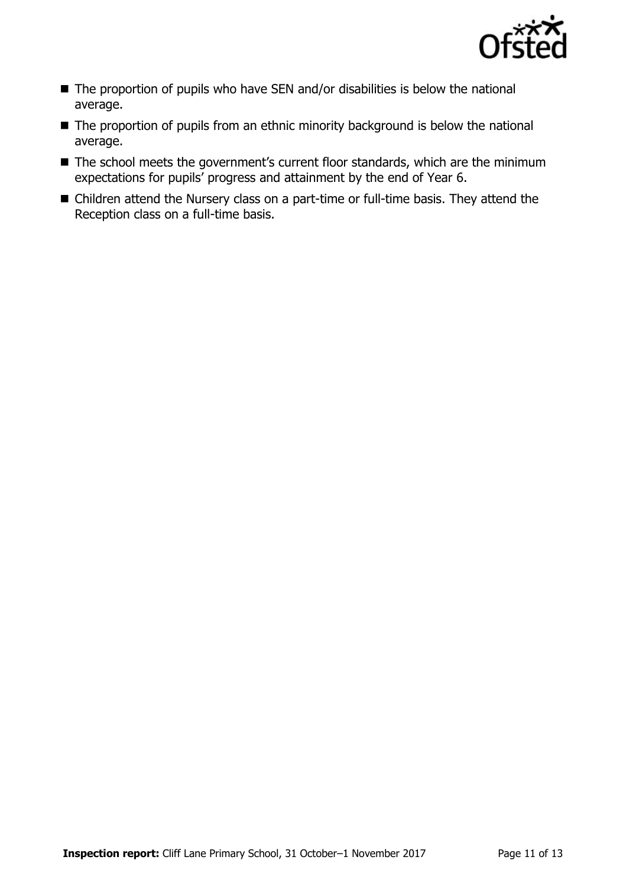- The proportion of pupils who have SEN and/or disabilities is below the national average.
- The proportion of pupils from an ethnic minority background is below the national average.
- The school meets the government's current floor standards, which are the minimum expectations for pupils' progress and attainment by the end of Year 6.
- Children attend the Nursery class on a part-time or full-time basis. They attend the Reception class on a full-time basis.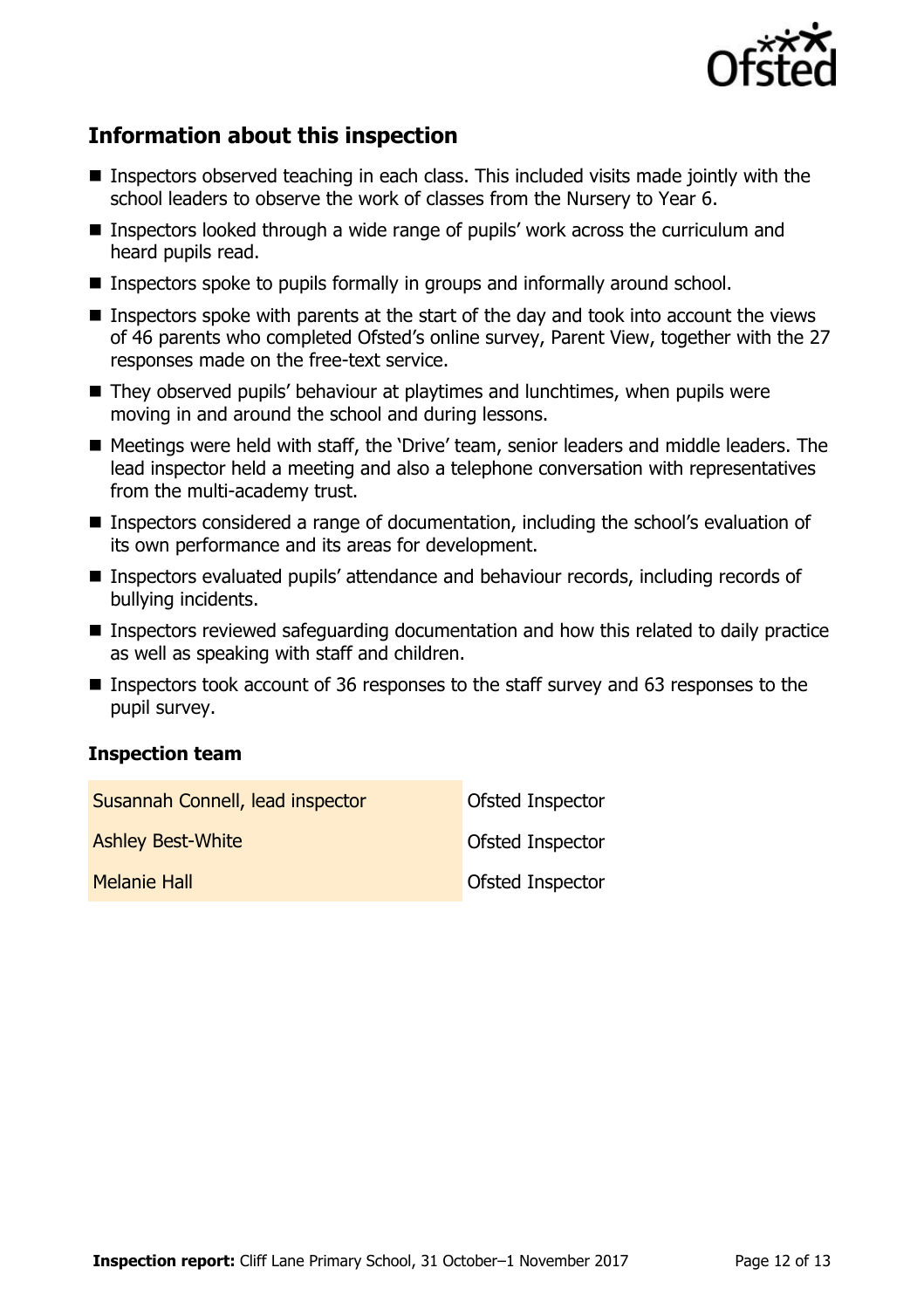## Information about this inspection

- Inspectors observed teaching in each class. This included visits made jointly with the school leaders to observe the work of classes from the Nursery to Year 6.
- Inspectors looked through a wide range of pupils' work across the curriculum and heard pupils read.
- Inspectors spoke to pupils formally in groups and informally around school.
- Inspectors spoke with parents at the start of the day and took into account the views of 46 parents who completed Ofsted's online survey, Parent View, together with the 27 responses made on the free-text service.
- They observed pupils' behaviour at playtimes and lunchtimes, when pupils were moving in and around the school and during lessons.
- Meetings were held with staff, the 'Drive' team, senior leaders and middle leaders. The lead inspector held a meeting and also a telephone conversation with representatives from the multi-academy trust.
- Inspectors considered a range of documentation, including the school's evaluation of its own performance and its areas for development.
- Inspectors evaluated pupils' attendance and behaviour records, including records of bullying incidents.
- Inspectors reviewed safeguarding documentation and how this related to daily practice as well as speaking with staff and children.
- Inspectors took account of 36 responses to the staff survey and 63 responses to the pupil survey.

### Inspection team

| | |
|---|---|
| Susannah Connell, lead inspector | Ofsted Inspector |
| Ashley Best-White | Ofsted Inspector |
| Melanie Hall | Ofsted Inspector |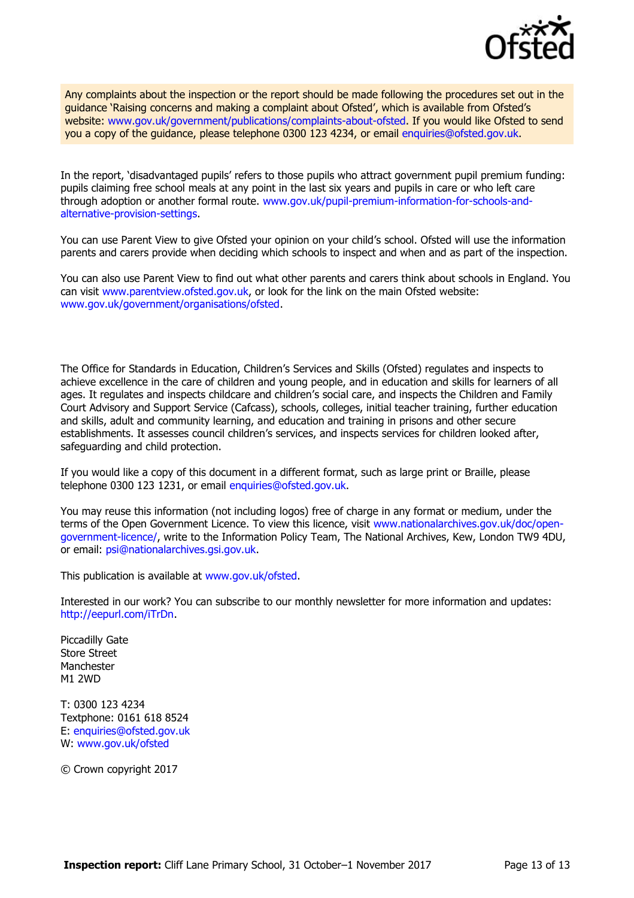Any complaints about the inspection or the report should be made following the procedures set out in the guidance 'Raising concerns and making a complaint about Ofsted', which is available from Ofsted's website: www.gov.uk/government/publications/complaints-about-ofsted. If you would like Ofsted to send you a copy of the guidance, please telephone 0300 123 4234, or email enquiries@ofsted.gov.uk.

In the report, 'disadvantaged pupils' refers to those pupils who attract government pupil premium funding: pupils claiming free school meals at any point in the last six years and pupils in care or who left care through adoption or another formal route. www.gov.uk/pupil-premium-information-for-schools-and-alternative-provision-settings.

You can use Parent View to give Ofsted your opinion on your child's school. Ofsted will use the information parents and carers provide when deciding which schools to inspect and when and as part of the inspection.

You can also use Parent View to find out what other parents and carers think about schools in England. You can visit www.parentview.ofsted.gov.uk, or look for the link on the main Ofsted website: www.gov.uk/government/organisations/ofsted.

The Office for Standards in Education, Children's Services and Skills (Ofsted) regulates and inspects to achieve excellence in the care of children and young people, and in education and skills for learners of all ages. It regulates and inspects childcare and children's social care, and inspects the Children and Family Court Advisory and Support Service (Cafcass), schools, colleges, initial teacher training, further education and skills, adult and community learning, and education and training in prisons and other secure establishments. It assesses council children's services, and inspects services for children looked after, safeguarding and child protection.

If you would like a copy of this document in a different format, such as large print or Braille, please telephone 0300 123 1231, or email enquiries@ofsted.gov.uk.

You may reuse this information (not including logos) free of charge in any format or medium, under the terms of the Open Government Licence. To view this licence, visit www.nationalarchives.gov.uk/doc/open-government-licence/, write to the Information Policy Team, The National Archives, Kew, London TW9 4DU, or email: psi@nationalarchives.gsi.gov.uk.

This publication is available at www.gov.uk/ofsted.

Interested in our work? You can subscribe to our monthly newsletter for more information and updates: http://eepurl.com/iTrDn.

Piccadilly Gate
Store Street
Manchester
M1 2WD

T: 0300 123 4234
Textphone: 0161 618 8524
E: enquiries@ofsted.gov.uk
W: www.gov.uk/ofsted

© Crown copyright 2017